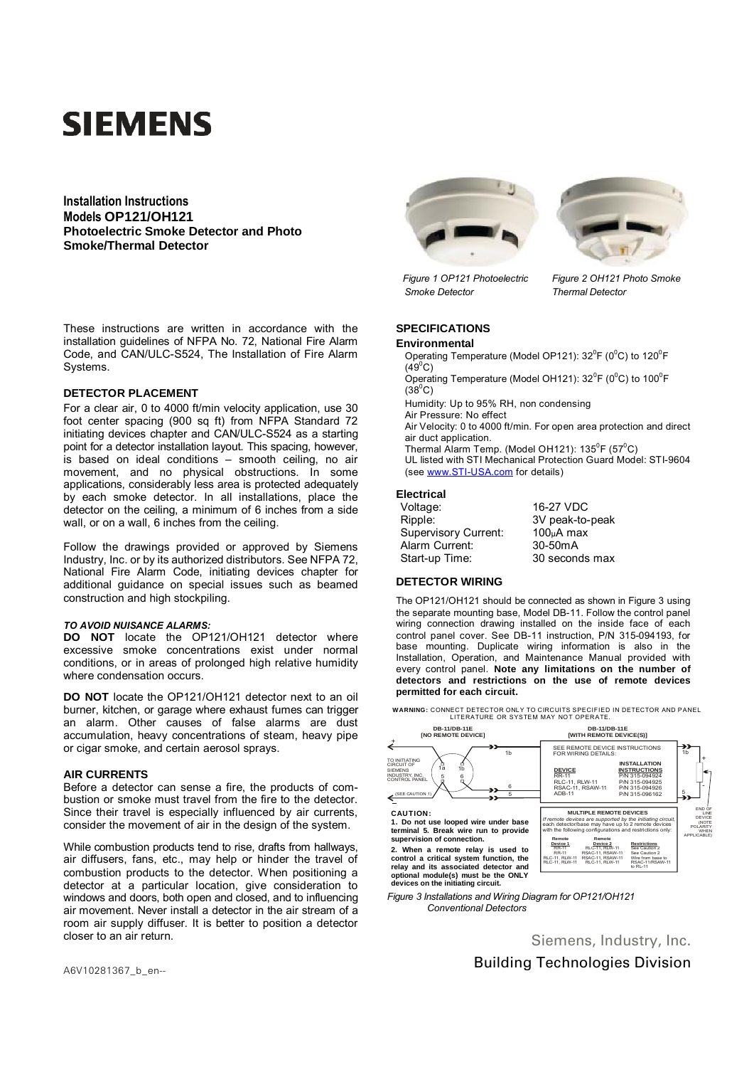# SIEMENS

**Installation Instructions**
**Models OP121/OH121**
**Photoelectric Smoke Detector and Photo Smoke/Thermal Detector**

*Figure 1 OP121 Photoelectric Smoke Detector*

*Figure 2 OH121 Photo Smoke Thermal Detector*

These instructions are written in accordance with the installation guidelines of NFPA No. 72, National Fire Alarm Code, and CAN/ULC-S524, The Installation of Fire Alarm Systems.

## DETECTOR PLACEMENT

For a clear air, 0 to 4000 ft/min velocity application, use 30 foot center spacing (900 sq ft) from NFPA Standard 72 initiating devices chapter and CAN/ULC-S524 as a starting point for a detector installation layout. This spacing, however, is based on ideal conditions – smooth ceiling, no air movement, and no physical obstructions. In some applications, considerably less area is protected adequately by each smoke detector. In all installations, place the detector on the ceiling, a minimum of 6 inches from a side wall, or on a wall, 6 inches from the ceiling.

Follow the drawings provided or approved by Siemens Industry, Inc. or by its authorized distributors. See NFPA 72, National Fire Alarm Code, initiating devices chapter for additional guidance on special issues such as beamed construction and high stockpiling.

***TO AVOID NUISANCE ALARMS:***

**DO NOT** locate the OP121/OH121 detector where excessive smoke concentrations exist under normal conditions, or in areas of prolonged high relative humidity where condensation occurs.

**DO NOT** locate the OP121/OH121 detector next to an oil burner, kitchen, or garage where exhaust fumes can trigger an alarm. Other causes of false alarms are dust accumulation, heavy concentrations of steam, heavy pipe or cigar smoke, and certain aerosol sprays.

## AIR CURRENTS

Before a detector can sense a fire, the products of combustion or smoke must travel from the fire to the detector. Since their travel is especially influenced by air currents, consider the movement of air in the design of the system.

While combustion products tend to rise, drafts from hallways, air diffusers, fans, etc., may help or hinder the travel of combustion products to the detector. When positioning a detector at a particular location, give consideration to windows and doors, both open and closed, and to influencing air movement. Never install a detector in the air stream of a room air supply diffuser. It is better to position a detector closer to an air return.

## SPECIFICATIONS

### Environmental

Operating Temperature (Model OP121): 32$^0$F (0$^0$C) to 120$^0$F (49$^0$C)
Operating Temperature (Model OH121): 32$^0$F (0$^0$C) to 100$^0$F (38$^0$C)
Humidity: Up to 95% RH, non condensing
Air Pressure: No effect
Air Velocity: 0 to 4000 ft/min. For open area protection and direct air duct application.
Thermal Alarm Temp. (Model OH121): 135$^0$F (57$^0$C)
UL listed with STI Mechanical Protection Guard Model: STI-9604 (see www.STI-USA.com for details)

### Electrical

| | |
|---|---|
| Voltage: | 16-27 VDC |
| Ripple: | 3V peak-to-peak |
| Supervisory Current: | 100μA max |
| Alarm Current: | 30-50mA |
| Start-up Time: | 30 seconds max |

## DETECTOR WIRING

The OP121/OH121 should be connected as shown in Figure 3 using the separate mounting base, Model DB-11. Follow the control panel wiring connection drawing installed on the inside face of each control panel cover. See DB-11 instruction, P/N 315-094193, for base mounting. Duplicate wiring information is also in the Installation, Operation, and Maintenance Manual provided with every control panel. **Note any limitations on the number of detectors and restrictions on the use of remote devices permitted for each circuit.**

**WARNING:** CONNECT DETECTOR ONLY TO CIRCUITS SPECIFIED IN DETECTOR AND PANEL LITERATURE OR SYSTEM MAY NOT OPERATE.

DB-11/DB-11E [NO REMOTE DEVICE] — TO INITIATING CIRCUIT OF SIEMENS INDUSTRY, INC. CONTROL PANEL (SEE CAUTION 1); terminals 1a, 1b, 5, 6

DB-11/DB-11E [WITH REMOTE DEVICE(S)] — SEE REMOTE DEVICE INSTRUCTIONS FOR WIRING DETAILS:

| DEVICE | INSTALLATION INSTRUCTIONS |
|---|---|
| RR-11 | P/N 315-094924 |
| RLC-11, RLW-11 | P/N 315-094925 |
| RSAC-11, RSAW-11 | P/N 315-094926 |
| ADB-11 | P/N 315-096162 |

END OF LINE DEVICE (NOTE POLARITY WHEN APPLICABLE)

**MULTIPLE REMOTE DEVICES**

*If remote devices are supported by the initiating circuit, each detector/base may have up to 2 remote devices with the following configurations and restrictions only:*

| Remote Device 1 | Remote Device 2 | Restrictions |
|---|---|---|
| RR-11 | RLC-11, RLW-11 | See Caution 2 |
| RR-11 | RSAC-11, RSAW-11 | See Caution 2 |
| RLC-11, RLW-11 | RSAC-11, RSAW-11 | Wire from base to RSAC-11/RSAW-11 |
| RLC-11, RLW-11 | RLC-11, RLW-11 | to RL-11 |

**CAUTION:**

1. **Do not use looped wire under base terminal 5. Break wire run to provide supervision of connection.**
2. **When a remote relay is used to control a critical system function, the relay and its associated detector and optional module(s) must be the ONLY devices on the initiating circuit.**

*Figure 3 Installations and Wiring Diagram for OP121/OH121 Conventional Detectors*

Siemens, Industry, Inc.
Building Technologies Division

A6V10281367_b_en--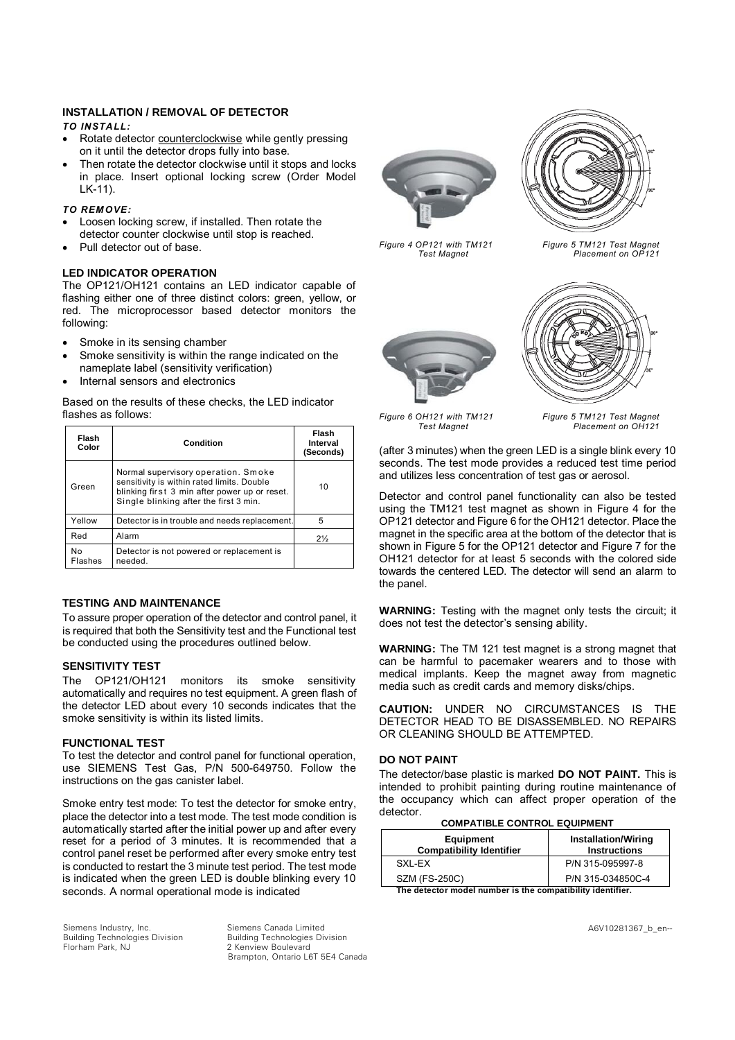## INSTALLATION / REMOVAL OF DETECTOR

***TO INSTALL:***

- Rotate detector counterclockwise while gently pressing on it until the detector drops fully into base.
- Then rotate the detector clockwise until it stops and locks in place. Insert optional locking screw (Order Model LK-11).

***TO REMOVE:***

- Loosen locking screw, if installed. Then rotate the detector counter clockwise until stop is reached.
- Pull detector out of base.

## LED INDICATOR OPERATION

The OP121/OH121 contains an LED indicator capable of flashing either one of three distinct colors: green, yellow, or red. The microprocessor based detector monitors the following:

- Smoke in its sensing chamber
- Smoke sensitivity is within the range indicated on the nameplate label (sensitivity verification)
- Internal sensors and electronics

Based on the results of these checks, the LED indicator flashes as follows:

| Flash Color | Condition | Flash Interval (Seconds) |
|---|---|---|
| Green | Normal supervisory operation. Smoke sensitivity is within rated limits. Double blinking first 3 min after power up or reset. Single blinking after the first 3 min. | 10 |
| Yellow | Detector is in trouble and needs replacement. | 5 |
| Red | Alarm | 2½ |
| No Flashes | Detector is not powered or replacement is needed. | |

## TESTING AND MAINTENANCE

To assure proper operation of the detector and control panel, it is required that both the Sensitivity test and the Functional test be conducted using the procedures outlined below.

## SENSITIVITY TEST

The OP121/OH121 monitors its smoke sensitivity automatically and requires no test equipment. A green flash of the detector LED about every 10 seconds indicates that the smoke sensitivity is within its listed limits.

## FUNCTIONAL TEST

To test the detector and control panel for functional operation, use SIEMENS Test Gas, P/N 500-649750. Follow the instructions on the gas canister label.

Smoke entry test mode: To test the detector for smoke entry, place the detector into a test mode. The test mode condition is automatically started after the initial power up and after every reset for a period of 3 minutes. It is recommended that a control panel reset be performed after every smoke entry test is conducted to restart the 3 minute test period. The test mode is indicated when the green LED is double blinking every 10 seconds. A normal operational mode is indicated

*Figure 4 OP121 with TM121 Test Magnet*

*Figure 5 TM121 Test Magnet Placement on OP121*

*Figure 6 OH121 with TM121 Test Magnet*

*Figure 5 TM121 Test Magnet Placement on OH121*

(after 3 minutes) when the green LED is a single blink every 10 seconds. The test mode provides a reduced test time period and utilizes less concentration of test gas or aerosol.

Detector and control panel functionality can also be tested using the TM121 test magnet as shown in Figure 4 for the OP121 detector and Figure 6 for the OH121 detector. Place the magnet in the specific area at the bottom of the detector that is shown in Figure 5 for the OP121 detector and Figure 7 for the OH121 detector for at least 5 seconds with the colored side towards the centered LED. The detector will send an alarm to the panel.

**WARNING:** Testing with the magnet only tests the circuit; it does not test the detector's sensing ability.

**WARNING:** The TM 121 test magnet is a strong magnet that can be harmful to pacemaker wearers and to those with medical implants. Keep the magnet away from magnetic media such as credit cards and memory disks/chips.

**CAUTION:** UNDER NO CIRCUMSTANCES IS THE DETECTOR HEAD TO BE DISASSEMBLED. NO REPAIRS OR CLEANING SHOULD BE ATTEMPTED.

## DO NOT PAINT

The detector/base plastic is marked **DO NOT PAINT.** This is intended to prohibit painting during routine maintenance of the occupancy which can affect proper operation of the detector.

**COMPATIBLE CONTROL EQUIPMENT**

| Equipment Compatibility Identifier | Installation/Wiring Instructions |
|---|---|
| SXL-EX | P/N 315-095997-8 |
| SZM (FS-250C) | P/N 315-034850C-4 |

**The detector model number is the compatibility identifier.**

Siemens Industry, Inc.
Building Technologies Division
Florham Park, NJ

Siemens Canada Limited
Building Technologies Division
2 Kenview Boulevard
Brampton, Ontario L6T 5E4 Canada

A6V10281367_b_en--